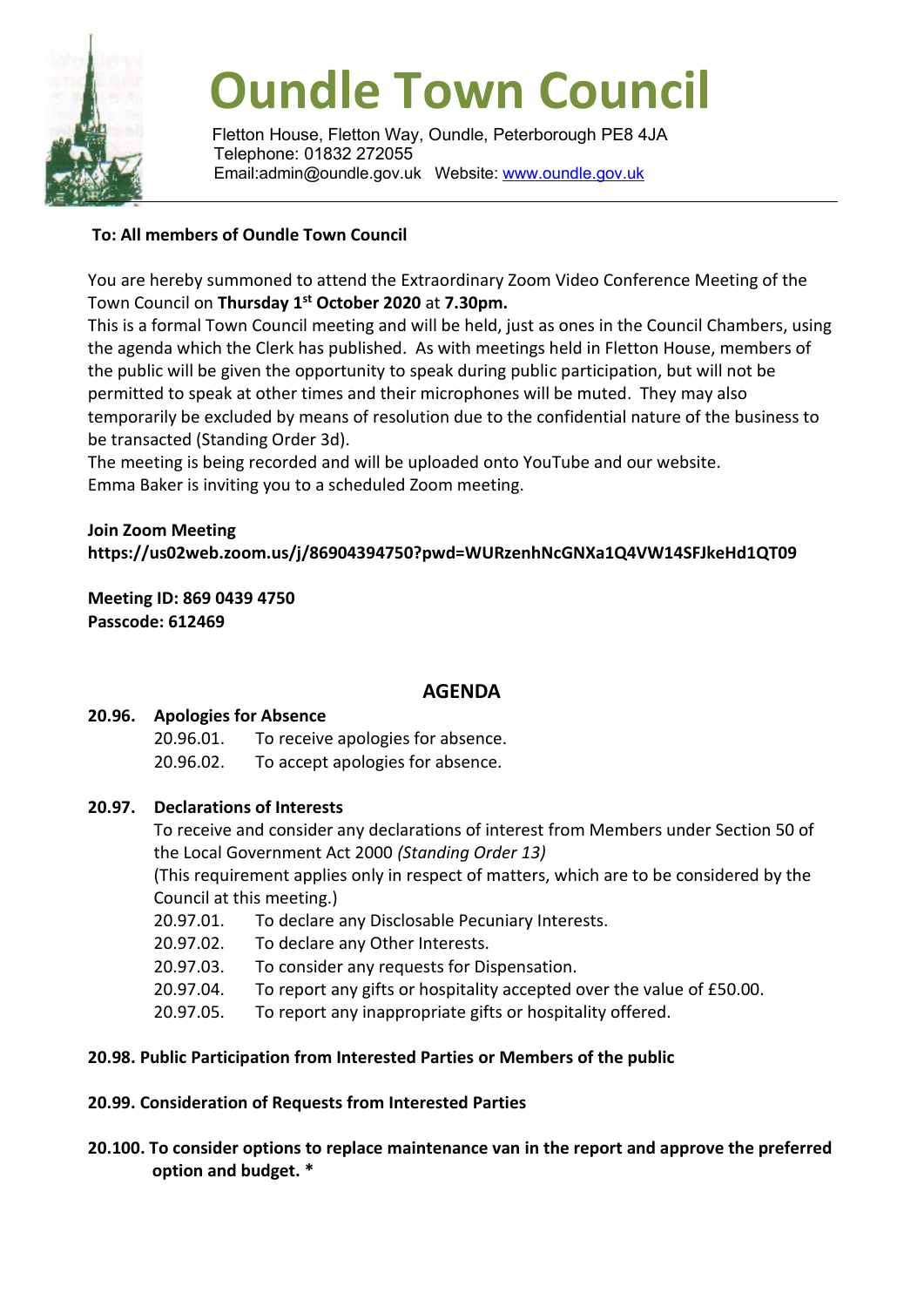# Oundle Town Council

Fletton House, Fletton Way, Oundle, Peterborough PE8 4JA
Telephone: 01832 272055
Email:admin@oundle.gov.uk Website: www.oundle.gov.uk

**To: All members of Oundle Town Council**

You are hereby summoned to attend the Extraordinary Zoom Video Conference Meeting of the Town Council on **Thursday 1st October 2020** at **7.30pm.**

This is a formal Town Council meeting and will be held, just as ones in the Council Chambers, using the agenda which the Clerk has published. As with meetings held in Fletton House, members of the public will be given the opportunity to speak during public participation, but will not be permitted to speak at other times and their microphones will be muted. They may also temporarily be excluded by means of resolution due to the confidential nature of the business to be transacted (Standing Order 3d).

The meeting is being recorded and will be uploaded onto YouTube and our website.

Emma Baker is inviting you to a scheduled Zoom meeting.

**Join Zoom Meeting**
**https://us02web.zoom.us/j/86904394750?pwd=WURzenhNcGNXa1Q4VW14SFJkeHd1QT09**

**Meeting ID: 869 0439 4750**
**Passcode: 612469**

## AGENDA

**20.96. Apologies for Absence**

20.96.01. To receive apologies for absence.
20.96.02. To accept apologies for absence.

**20.97. Declarations of Interests**

To receive and consider any declarations of interest from Members under Section 50 of the Local Government Act 2000 *(Standing Order 13)*
(This requirement applies only in respect of matters, which are to be considered by the Council at this meeting.)

20.97.01. To declare any Disclosable Pecuniary Interests.
20.97.02. To declare any Other Interests.
20.97.03. To consider any requests for Dispensation.
20.97.04. To report any gifts or hospitality accepted over the value of £50.00.
20.97.05. To report any inappropriate gifts or hospitality offered.

**20.98. Public Participation from Interested Parties or Members of the public**

**20.99. Consideration of Requests from Interested Parties**

**20.100. To consider options to replace maintenance van in the report and approve the preferred option and budget. ***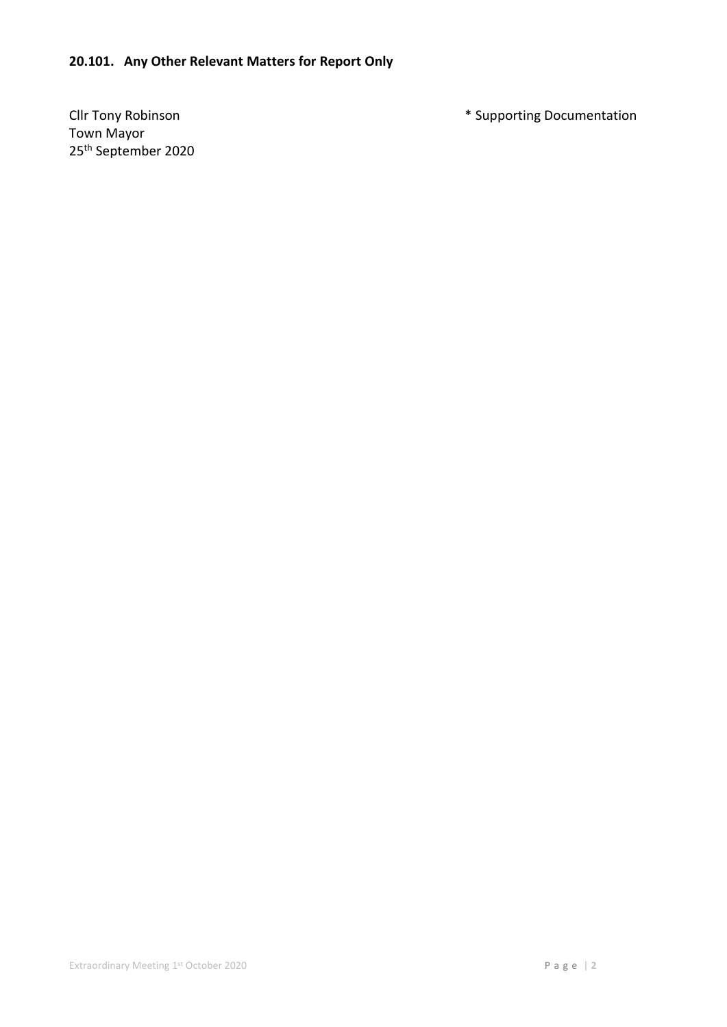## 20.101. Any Other Relevant Matters for Report Only

Cllr Tony Robinson
Town Mayor
25th September 2020

* Supporting Documentation